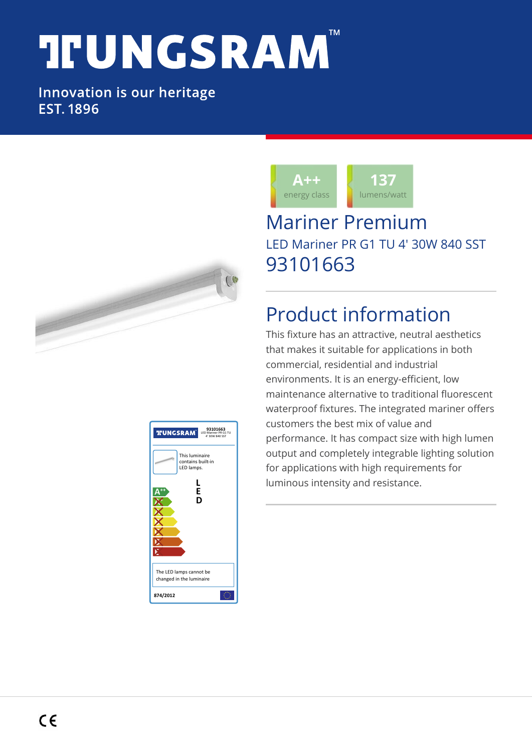# TUNGSRAM™

Innovation is our heritage
EST. 1896

**A++**
energy class

**137**
lumens/watt

# Mariner Premium

## LED Mariner PR G1 TU 4' 30W 840 SST

## 93101663

## Product information

This fixture has an attractive, neutral aesthetics that makes it suitable for applications in both commercial, residential and industrial environments. It is an energy-efficient, low maintenance alternative to traditional fluorescent waterproof fixtures. The integrated mariner offers customers the best mix of value and performance. It has compact size with high lumen output and completely integrable lighting solution for applications with high requirements for luminous intensity and resistance.

TUNGSRAM 93101663 LED Mariner PR G1 TU 4' 30W 840 SST

This luminaire contains built-in LED lamps.

A++

LED

The LED lamps cannot be changed in the luminaire

874/2012

CE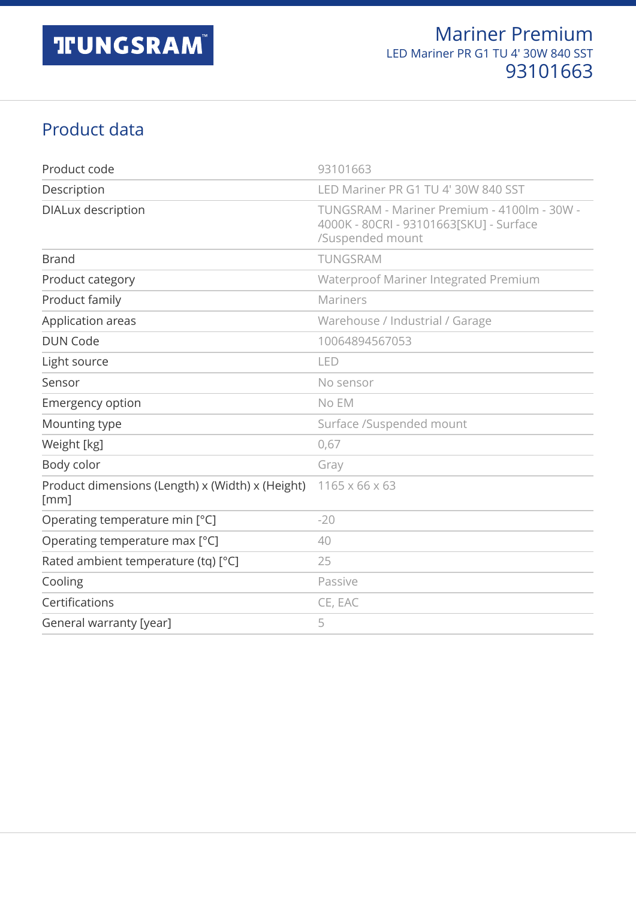Mariner Premium
LED Mariner PR G1 TU 4' 30W 840 SST
93101663

## Product data

| | |
|---|---|
| Product code | 93101663 |
| Description | LED Mariner PR G1 TU 4' 30W 840 SST |
| DIALux description | TUNGSRAM - Mariner Premium - 4100lm - 30W - 4000K - 80CRI - 93101663[SKU] - Surface /Suspended mount |
| Brand | TUNGSRAM |
| Product category | Waterproof Mariner Integrated Premium |
| Product family | Mariners |
| Application areas | Warehouse / Industrial / Garage |
| DUN Code | 10064894567053 |
| Light source | LED |
| Sensor | No sensor |
| Emergency option | No EM |
| Mounting type | Surface /Suspended mount |
| Weight [kg] | 0,67 |
| Body color | Gray |
| Product dimensions (Length) x (Width) x (Height) [mm] | 1165 x 66 x 63 |
| Operating temperature min [°C] | -20 |
| Operating temperature max [°C] | 40 |
| Rated ambient temperature (tq) [°C] | 25 |
| Cooling | Passive |
| Certifications | CE, EAC |
| General warranty [year] | 5 |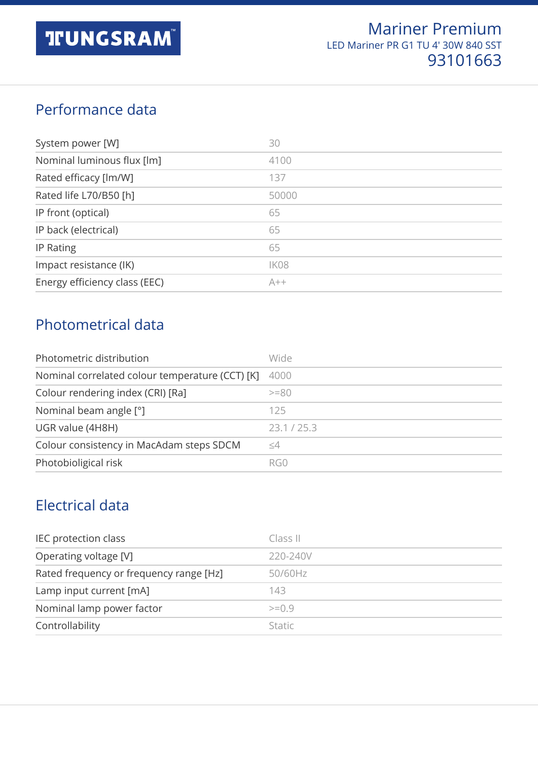# Mariner Premium

LED Mariner PR G1 TU 4' 30W 840 SST

93101663

## Performance data

| | |
|---|---|
| System power [W] | 30 |
| Nominal luminous flux [lm] | 4100 |
| Rated efficacy [lm/W] | 137 |
| Rated life L70/B50 [h] | 50000 |
| IP front (optical) | 65 |
| IP back (electrical) | 65 |
| IP Rating | 65 |
| Impact resistance (IK) | IK08 |
| Energy efficiency class (EEC) | A++ |

## Photometrical data

| | |
|---|---|
| Photometric distribution | Wide |
| Nominal correlated colour temperature (CCT) [K] | 4000 |
| Colour rendering index (CRI) [Ra] | >=80 |
| Nominal beam angle [°] | 125 |
| UGR value (4H8H) | 23.1 / 25.3 |
| Colour consistency in MacAdam steps SDCM | ≤4 |
| Photobioligical risk | RG0 |

## Electrical data

| | |
|---|---|
| IEC protection class | Class II |
| Operating voltage [V] | 220-240V |
| Rated frequency or frequency range [Hz] | 50/60Hz |
| Lamp input current [mA] | 143 |
| Nominal lamp power factor | >=0.9 |
| Controllability | Static |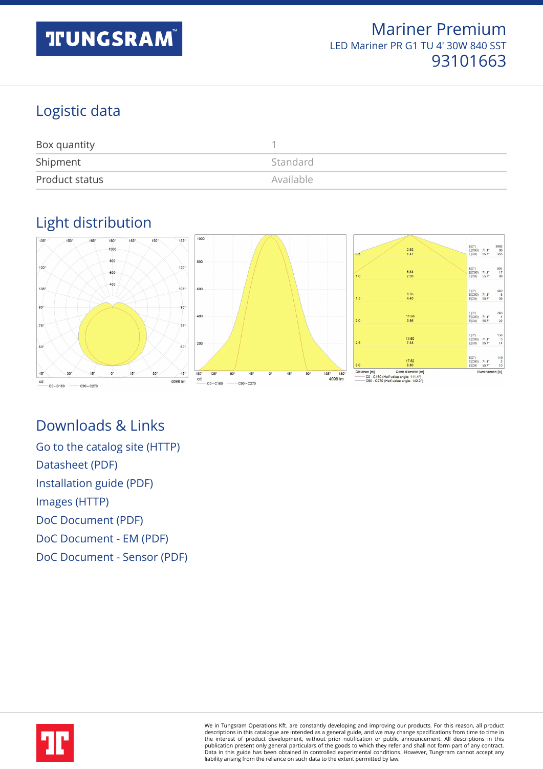# Mariner Premium

LED Mariner PR G1 TU 4' 30W 840 SST

93101663

## Logistic data

| | |
|---|---|
| Box quantity | 1 |
| Shipment | Standard |
| Product status | Available |

## Light distribution

135° 150° 165° 180° 165° 150° 135°
1000
800
120° 600 120°
400
105° 105°
90° 90°
75° 75°
60° 60°
45° 30° 15° 0° 15° 30° 45°
cd 4099 lm
C0 - C180 C90 - C270

1000
800
600
400
200
180° 135° 90° 45° 0° 45° 90° 135° 180°
cd 4099 lm
C0 - C180 C90 - C270

0.5 2.92 1.47 E(0°) 3962 E(C90) 71.1° 68 E(C0) 55.7° 355
1.0 5.84 2.93 E(0°) 991 E(C90) 71.1° 17 E(C0) 55.7° 89
1.5 8.76 4.40 E(0°) 440 E(C90) 71.1° 8 E(C0) 55.7° 39
2.0 11.68 5.86 E(0°) 248 E(C90) 71.1° 4 E(C0) 55.7° 22
2.5 14.60 7.33 E(0°) 158 E(C90) 71.1° 3 E(C0) 55.7° 14
3.0 17.52 8.80 E(0°) 110 E(C90) 71.1° 2 E(C0) 55.7° 10
Distance [m] Cone diameter [m] Illuminance [lx]
C0 - C180 (Half-value angle: 111.4°)
C90 - C270 (Half-value angle: 142.2°)

## Downloads & Links

Go to the catalog site (HTTP)

Datasheet (PDF)

Installation guide (PDF)

Images (HTTP)

DoC Document (PDF)

DoC Document - EM (PDF)

DoC Document - Sensor (PDF)

We in Tungsram Operations Kft. are constantly developing and improving our products. For this reason, all product descriptions in this catalogue are intended as a general guide, and we may change specifications from time to time in the interest of product development, without prior notification or public announcement. All descriptions in this publication present only general particulars of the goods to which they refer and shall not form part of any contract. Data in this guide has been obtained in controlled experimental conditions. However, Tungsram cannot accept any liability arising from the reliance on such data to the extent permitted by law.